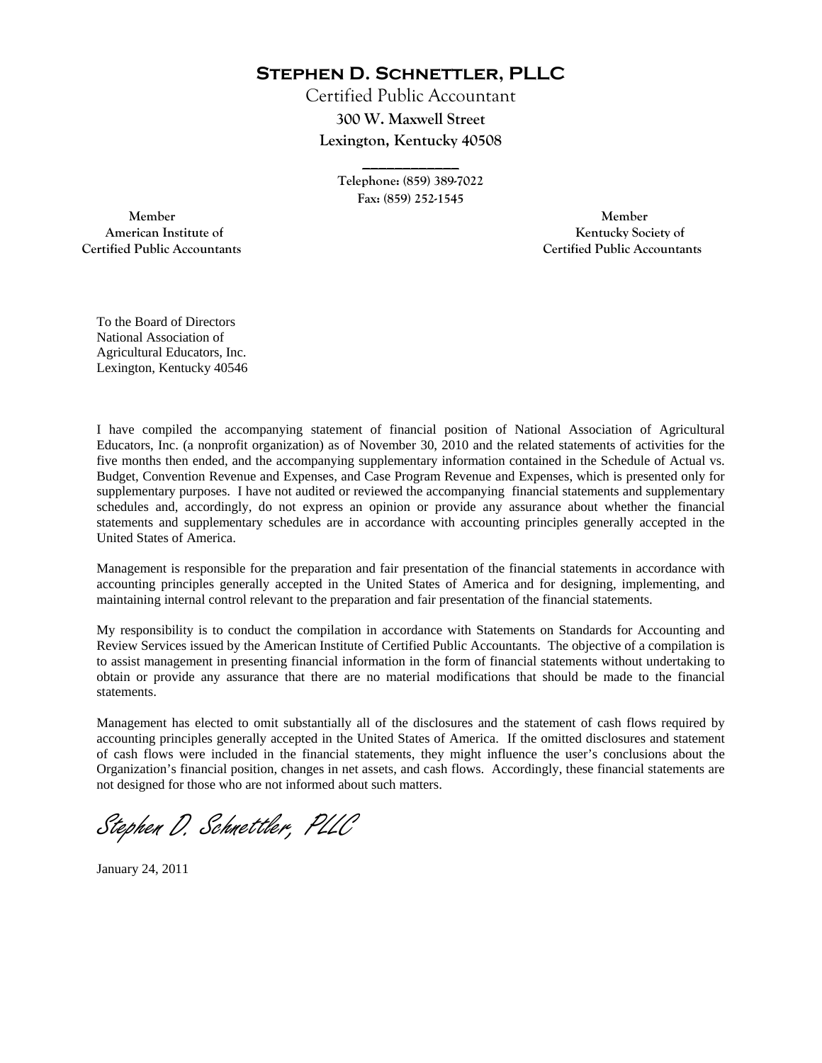# Stephen D. Schnettler, PLLC

Certified Public Accountant

**300 W. Maxwell Street**

**Lexington, Kentucky 40508**

\_\_\_\_\_\_\_\_\_\_\_\_\_\_

**Telephone: (859) 389-7022**

**Fax: (859) 252-1545**

**Member**
**American Institute of**
**Certified Public Accountants**

**Member**
**Kentucky Society of**
**Certified Public Accountants**

To the Board of Directors
National Association of
Agricultural Educators, Inc.
Lexington, Kentucky 40546

I have compiled the accompanying statement of financial position of National Association of Agricultural Educators, Inc. (a nonprofit organization) as of November 30, 2010 and the related statements of activities for the five months then ended, and the accompanying supplementary information contained in the Schedule of Actual vs. Budget, Convention Revenue and Expenses, and Case Program Revenue and Expenses, which is presented only for supplementary purposes. I have not audited or reviewed the accompanying financial statements and supplementary schedules and, accordingly, do not express an opinion or provide any assurance about whether the financial statements and supplementary schedules are in accordance with accounting principles generally accepted in the United States of America.

Management is responsible for the preparation and fair presentation of the financial statements in accordance with accounting principles generally accepted in the United States of America and for designing, implementing, and maintaining internal control relevant to the preparation and fair presentation of the financial statements.

My responsibility is to conduct the compilation in accordance with Statements on Standards for Accounting and Review Services issued by the American Institute of Certified Public Accountants. The objective of a compilation is to assist management in presenting financial information in the form of financial statements without undertaking to obtain or provide any assurance that there are no material modifications that should be made to the financial statements.

Management has elected to omit substantially all of the disclosures and the statement of cash flows required by accounting principles generally accepted in the United States of America. If the omitted disclosures and statement of cash flows were included in the financial statements, they might influence the user's conclusions about the Organization's financial position, changes in net assets, and cash flows. Accordingly, these financial statements are not designed for those who are not informed about such matters.

*Stephen D. Schnettler, PLLC*

January 24, 2011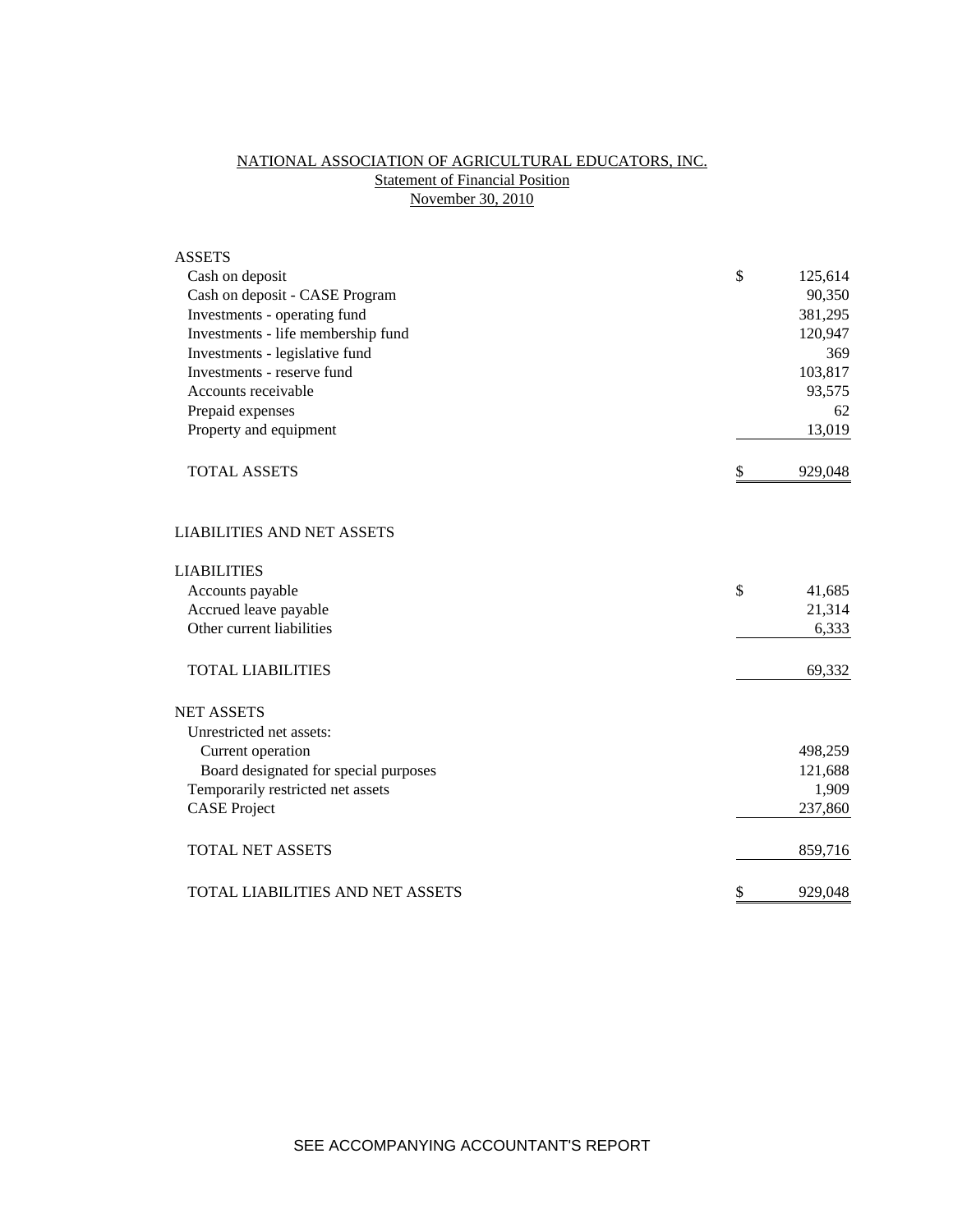# NATIONAL ASSOCIATION OF AGRICULTURAL EDUCATORS, INC.

## Statement of Financial Position

### November 30, 2010

| | | |
|---|---|---|
| **ASSETS** | | |
| Cash on deposit | $ | 125,614 |
| Cash on deposit - CASE Program | | 90,350 |
| Investments - operating fund | | 381,295 |
| Investments - life membership fund | | 120,947 |
| Investments - legislative fund | | 369 |
| Investments - reserve fund | | 103,817 |
| Accounts receivable | | 93,575 |
| Prepaid expenses | | 62 |
| Property and equipment | | 13,019 |
| TOTAL ASSETS | $ | 929,048 |
| | | |
| **LIABILITIES AND NET ASSETS** | | |
| | | |
| **LIABILITIES** | | |
| Accounts payable | $ | 41,685 |
| Accrued leave payable | | 21,314 |
| Other current liabilities | | 6,333 |
| TOTAL LIABILITIES | | 69,332 |
| | | |
| **NET ASSETS** | | |
| Unrestricted net assets: | | |
| Current operation | | 498,259 |
| Board designated for special purposes | | 121,688 |
| Temporarily restricted net assets | | 1,909 |
| CASE Project | | 237,860 |
| TOTAL NET ASSETS | | 859,716 |
| | | |
| TOTAL LIABILITIES AND NET ASSETS | $ | 929,048 |

SEE ACCOMPANYING ACCOUNTANT'S REPORT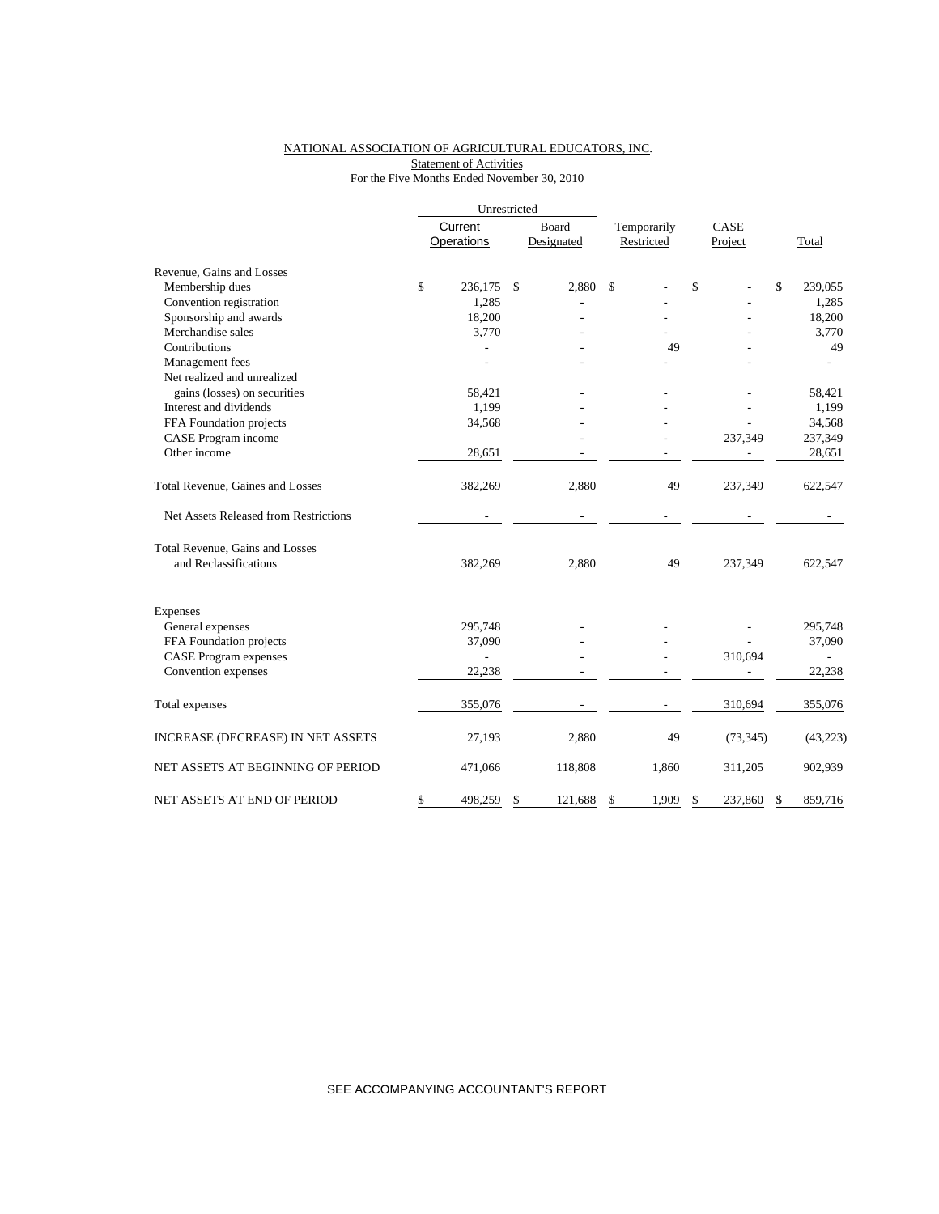NATIONAL ASSOCIATION OF AGRICULTURAL EDUCATORS, INC.
Statement of Activities
For the Five Months Ended November 30, 2010

| | Unrestricted | | | | |
|---|---|---|---|---|---|
| | Current Operations | Board Designated | Temporarily Restricted | CASE Project | Total |
| Revenue, Gains and Losses | | | | | |
| Membership dues | $ 236,175 | $ 2,880 | $ - | $ - | $ 239,055 |
| Convention registration | 1,285 | - | - | - | 1,285 |
| Sponsorship and awards | 18,200 | - | - | - | 18,200 |
| Merchandise sales | 3,770 | - | - | - | 3,770 |
| Contributions | - | - | 49 | - | 49 |
| Management fees | - | - | - | - | - |
| Net realized and unrealized gains (losses) on securities | 58,421 | - | - | - | 58,421 |
| Interest and dividends | 1,199 | - | - | - | 1,199 |
| FFA Foundation projects | 34,568 | - | - | - | 34,568 |
| CASE Program income | | - | - | 237,349 | 237,349 |
| Other income | 28,651 | - | - | - | 28,651 |
| Total Revenue, Gaines and Losses | 382,269 | 2,880 | 49 | 237,349 | 622,547 |
| Net Assets Released from Restrictions | - | - | - | - | - |
| Total Revenue, Gains and Losses and Reclassifications | 382,269 | 2,880 | 49 | 237,349 | 622,547 |
| Expenses | | | | | |
| General expenses | 295,748 | - | - | - | 295,748 |
| FFA Foundation projects | 37,090 | - | - | - | 37,090 |
| CASE Program expenses | - | - | - | 310,694 | - |
| Convention expenses | 22,238 | - | - | - | 22,238 |
| Total expenses | 355,076 | - | - | 310,694 | 355,076 |
| INCREASE (DECREASE) IN NET ASSETS | 27,193 | 2,880 | 49 | (73,345) | (43,223) |
| NET ASSETS AT BEGINNING OF PERIOD | 471,066 | 118,808 | 1,860 | 311,205 | 902,939 |
| NET ASSETS AT END OF PERIOD | $ 498,259 | $ 121,688 | $ 1,909 | $ 237,860 | $ 859,716 |

SEE ACCOMPANYING ACCOUNTANT'S REPORT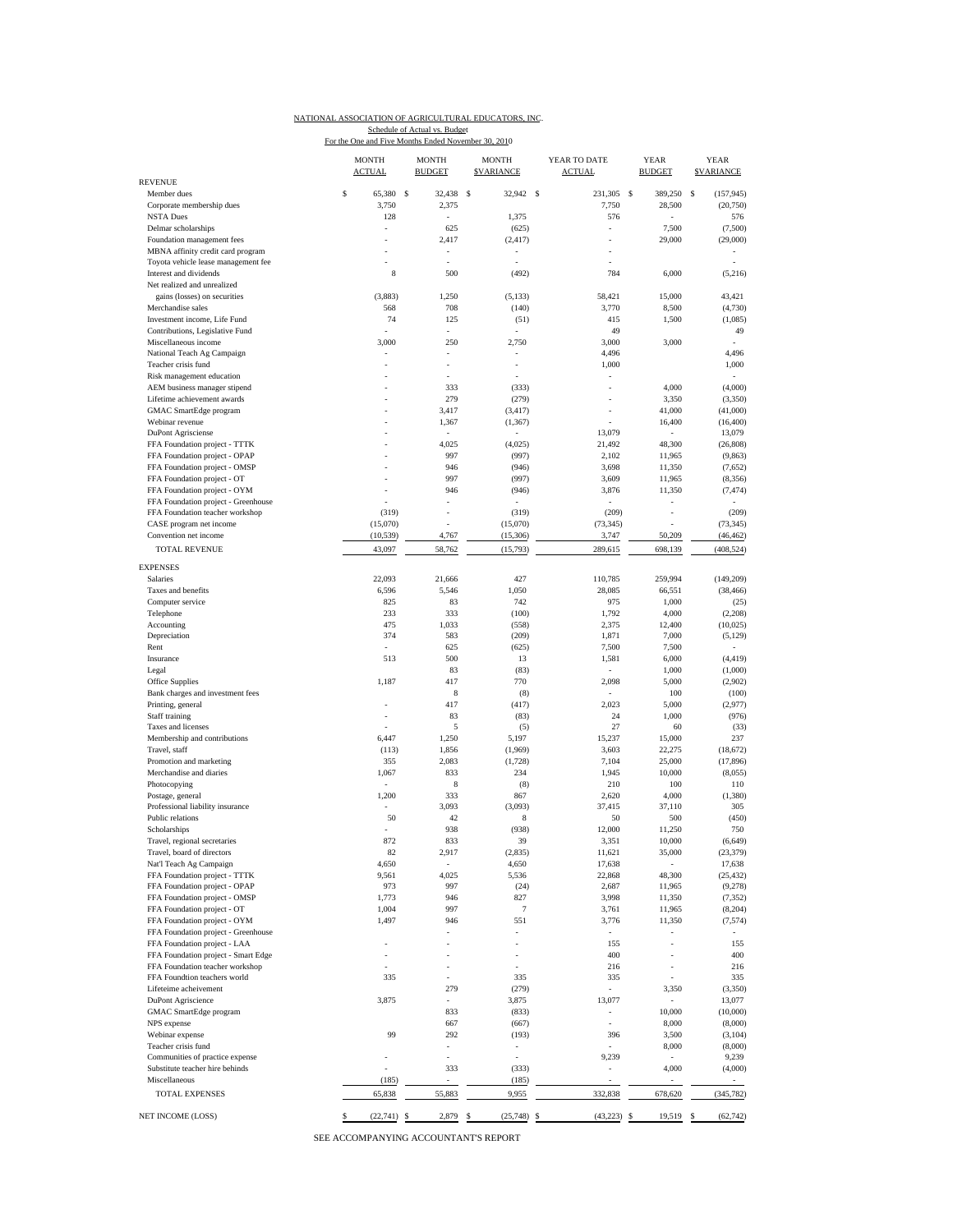NATIONAL ASSOCIATION OF AGRICULTURAL EDUCATORS, INC.

Schedule of Actual vs. Budget

For the One and Five Months Ended November 30, 2010

| | MONTH ACTUAL | MONTH BUDGET | MONTH $VARIANCE | YEAR TO DATE ACTUAL | YEAR BUDGET | YEAR $VARIANCE |
|---|---|---|---|---|---|---|
| **REVENUE** | | | | | | |
| Member dues | $ 65,380 | $ 32,438 | $ 32,942 | $ 231,305 | $ 389,250 | $ (157,945) |
| Corporate membership dues | 3,750 | 2,375 | 1,375 | 7,750 | 28,500 | (20,750) |
| NSTA Dues | 128 | - | | 576 | - | 576 |
| Delmar scholarships | - | 625 | (625) | - | 7,500 | (7,500) |
| Foundation management fees | - | 2,417 | (2,417) | - | 29,000 | (29,000) |
| MBNA affinity credit card program | - | - | - | - | | - |
| Toyota vehicle lease management fee | - | - | - | - | | - |
| Interest and dividends | 8 | 500 | (492) | 784 | 6,000 | (5,216) |
| Net realized and unrealized | | | | | | |
| gains (losses) on securities | (3,883) | 1,250 | (5,133) | 58,421 | 15,000 | 43,421 |
| Merchandise sales | 568 | 708 | (140) | 3,770 | 8,500 | (4,730) |
| Investment income, Life Fund | 74 | 125 | (51) | 415 | 1,500 | (1,085) |
| Contributions, Legislative Fund | - | - | - | 49 | | 49 |
| Miscellaneous income | 3,000 | 250 | 2,750 | 3,000 | 3,000 | - |
| National Teach Ag Campaign | - | - | - | 4,496 | | 4,496 |
| Teacher crisis fund | - | - | - | 1,000 | | 1,000 |
| Risk management education | - | - | - | - | | - |
| AEM business manager stipend | - | 333 | (333) | - | 4,000 | (4,000) |
| Lifetime achievement awards | - | 279 | (279) | - | 3,350 | (3,350) |
| GMAC SmartEdge program | - | 3,417 | (3,417) | - | 41,000 | (41,000) |
| Webinar revenue | - | 1,367 | (1,367) | - | 16,400 | (16,400) |
| DuPont Agriscience | - | - | - | 13,079 | - | 13,079 |
| FFA Foundation project - TTTK | - | 4,025 | (4,025) | 21,492 | 48,300 | (26,808) |
| FFA Foundation project - OPAP | - | 997 | (997) | 2,102 | 11,965 | (9,863) |
| FFA Foundation project - OMSP | - | 946 | (946) | 3,698 | 11,350 | (7,652) |
| FFA Foundation project - OT | - | 997 | (997) | 3,609 | 11,965 | (8,356) |
| FFA Foundation project - OYM | - | 946 | (946) | 3,876 | 11,350 | (7,474) |
| FFA Foundation project - Greenhouse | - | - | - | - | - | - |
| FFA Foundation teacher workshop | (319) | - | (319) | (209) | - | (209) |
| CASE program net income | (15,070) | - | (15,070) | (73,345) | - | (73,345) |
| Convention net income | (10,539) | 4,767 | (15,306) | 3,747 | 50,209 | (46,462) |
| TOTAL REVENUE | 43,097 | 58,762 | (15,793) | 289,615 | 698,139 | (408,524) |
| **EXPENSES** | | | | | | |
| Salaries | 22,093 | 21,666 | 427 | 110,785 | 259,994 | (149,209) |
| Taxes and benefits | 6,596 | 5,546 | 1,050 | 28,085 | 66,551 | (38,466) |
| Computer service | 825 | 83 | 742 | 975 | 1,000 | (25) |
| Telephone | 233 | 333 | (100) | 1,792 | 4,000 | (2,208) |
| Accounting | 475 | 1,033 | (558) | 2,375 | 12,400 | (10,025) |
| Depreciation | 374 | 583 | (209) | 1,871 | 7,000 | (5,129) |
| Rent | - | 625 | (625) | 7,500 | 7,500 | - |
| Insurance | 513 | 500 | 13 | 1,581 | 6,000 | (4,419) |
| Legal | | 83 | (83) | - | 1,000 | (1,000) |
| Office Supplies | 1,187 | 417 | 770 | 2,098 | 5,000 | (2,902) |
| Bank charges and investment fees | | 8 | (8) | - | 100 | (100) |
| Printing, general | - | 417 | (417) | 2,023 | 5,000 | (2,977) |
| Staff training | - | 83 | (83) | 24 | 1,000 | (976) |
| Taxes and licenses | - | 5 | (5) | 27 | 60 | (33) |
| Membership and contributions | 6,447 | 1,250 | 5,197 | 15,237 | 15,000 | 237 |
| Travel, staff | (113) | 1,856 | (1,969) | 3,603 | 22,275 | (18,672) |
| Promotion and marketing | 355 | 2,083 | (1,728) | 7,104 | 25,000 | (17,896) |
| Merchandise and diaries | 1,067 | 833 | 234 | 1,945 | 10,000 | (8,055) |
| Photocopying | - | 8 | (8) | 210 | 100 | 110 |
| Postage, general | 1,200 | 333 | 867 | 2,620 | 4,000 | (1,380) |
| Professional liability insurance | - | 3,093 | (3,093) | 37,415 | 37,110 | 305 |
| Public relations | 50 | 42 | 8 | 50 | 500 | (450) |
| Scholarships | - | 938 | (938) | 12,000 | 11,250 | 750 |
| Travel, regional secretaries | 872 | 833 | 39 | 3,351 | 10,000 | (6,649) |
| Travel, board of directors | 82 | 2,917 | (2,835) | 11,621 | 35,000 | (23,379) |
| Nat'l Teach Ag Campaign | 4,650 | - | 4,650 | 17,638 | - | 17,638 |
| FFA Foundation project - TTTK | 9,561 | 4,025 | 5,536 | 22,868 | 48,300 | (25,432) |
| FFA Foundation project - OPAP | 973 | 997 | (24) | 2,687 | 11,965 | (9,278) |
| FFA Foundation project - OMSP | 1,773 | 946 | 827 | 3,998 | 11,350 | (7,352) |
| FFA Foundation project - OT | 1,004 | 997 | 7 | 3,761 | 11,965 | (8,204) |
| FFA Foundation project - OYM | 1,497 | 946 | 551 | 3,776 | 11,350 | (7,574) |
| FFA Foundation project - Greenhouse | | - | - | - | - | - |
| FFA Foundation project - LAA | - | - | - | 155 | - | 155 |
| FFA Foundation project - Smart Edge | - | - | - | 400 | - | 400 |
| FFA Foundation teacher workshop | - | - | - | 216 | - | 216 |
| FFA Foundtion teachers world | 335 | - | 335 | 335 | - | 335 |
| Lifeteime acheivement | | 279 | (279) | - | 3,350 | (3,350) |
| DuPont Agriscience | 3,875 | - | 3,875 | 13,077 | - | 13,077 |
| GMAC SmartEdge program | | 833 | (833) | - | 10,000 | (10,000) |
| NPS expense | | 667 | (667) | - | 8,000 | (8,000) |
| Webinar expense | 99 | 292 | (193) | 396 | 3,500 | (3,104) |
| Teacher crisis fund | | - | - | - | 8,000 | (8,000) |
| Communities of practice expense | - | - | - | 9,239 | - | 9,239 |
| Substitute teacher hire behinds | - | 333 | (333) | - | 4,000 | (4,000) |
| Miscellaneous | (185) | - | (185) | - | - | - |
| TOTAL EXPENSES | 65,838 | 55,883 | 9,955 | 332,838 | 678,620 | (345,782) |
| NET INCOME (LOSS) | $ (22,741) | $ 2,879 | $ (25,748) | $ (43,223) | $ 19,519 | $ (62,742) |

SEE ACCOMPANYING ACCOUNTANT'S REPORT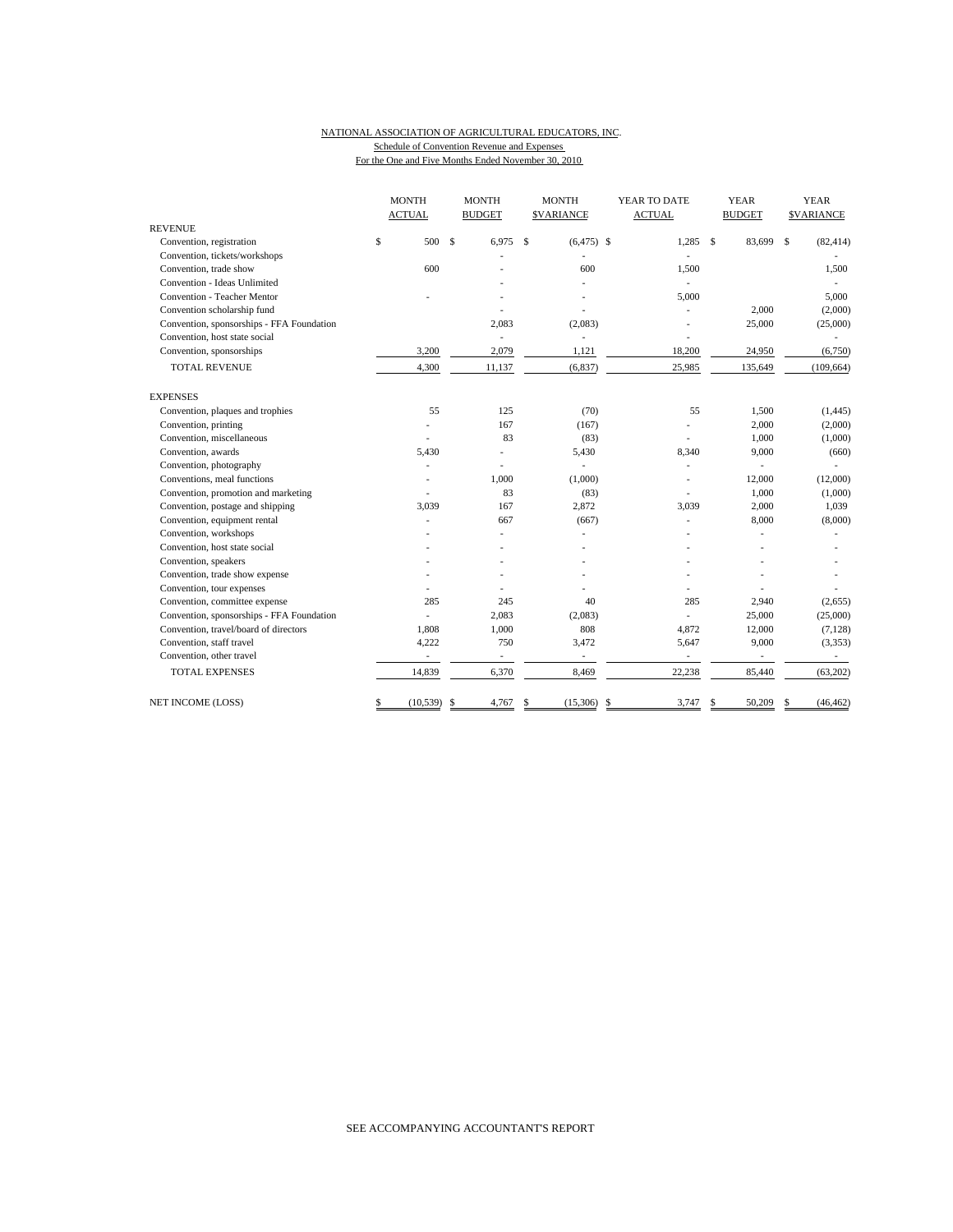NATIONAL ASSOCIATION OF AGRICULTURAL EDUCATORS, INC.
Schedule of Convention Revenue and Expenses
For the One and Five Months Ended November 30, 2010

| | MONTH ACTUAL | MONTH BUDGET | MONTH $VARIANCE | YEAR TO DATE ACTUAL | YEAR BUDGET | YEAR $VARIANCE |
|---|---|---|---|---|---|---|
| REVENUE | | | | | | |
| Convention, registration | $ 500 | $ 6,975 | $ (6,475) | $ 1,285 | $ 83,699 | $ (82,414) |
| Convention, tickets/workshops | | - | - | - | | - |
| Convention, trade show | 600 | - | 600 | 1,500 | | 1,500 |
| Convention - Ideas Unlimited | | - | - | - | | - |
| Convention - Teacher Mentor | - | - | - | 5,000 | | 5,000 |
| Convention scholarship fund | | - | - | - | 2,000 | (2,000) |
| Convention, sponsorships - FFA Foundation | | 2,083 | (2,083) | - | 25,000 | (25,000) |
| Convention, host state social | | - | - | - | | - |
| Convention, sponsorships | 3,200 | 2,079 | 1,121 | 18,200 | 24,950 | (6,750) |
| TOTAL REVENUE | 4,300 | 11,137 | (6,837) | 25,985 | 135,649 | (109,664) |
| EXPENSES | | | | | | |
| Convention, plaques and trophies | 55 | 125 | (70) | 55 | 1,500 | (1,445) |
| Convention, printing | - | 167 | (167) | - | 2,000 | (2,000) |
| Convention, miscellaneous | - | 83 | (83) | - | 1,000 | (1,000) |
| Convention, awards | 5,430 | - | 5,430 | 8,340 | 9,000 | (660) |
| Convention, photography | - | - | - | - | - | - |
| Conventions, meal functions | - | 1,000 | (1,000) | - | 12,000 | (12,000) |
| Convention, promotion and marketing | - | 83 | (83) | - | 1,000 | (1,000) |
| Convention, postage and shipping | 3,039 | 167 | 2,872 | 3,039 | 2,000 | 1,039 |
| Convention, equipment rental | - | 667 | (667) | - | 8,000 | (8,000) |
| Convention, workshops | - | - | - | - | - | - |
| Convention, host state social | - | - | - | - | - | - |
| Convention, speakers | - | - | - | - | - | - |
| Convention, trade show expense | - | - | - | - | - | - |
| Convention, tour expenses | - | - | - | - | - | - |
| Convention, committee expense | 285 | 245 | 40 | 285 | 2,940 | (2,655) |
| Convention, sponsorships - FFA Foundation | - | 2,083 | (2,083) | - | 25,000 | (25,000) |
| Convention, travel/board of directors | 1,808 | 1,000 | 808 | 4,872 | 12,000 | (7,128) |
| Convention, staff travel | 4,222 | 750 | 3,472 | 5,647 | 9,000 | (3,353) |
| Convention, other travel | - | - | - | - | - | - |
| TOTAL EXPENSES | 14,839 | 6,370 | 8,469 | 22,238 | 85,440 | (63,202) |
| NET INCOME (LOSS) | $ (10,539) | $ 4,767 | $ (15,306) | $ 3,747 | $ 50,209 | $ (46,462) |

SEE ACCOMPANYING ACCOUNTANT'S REPORT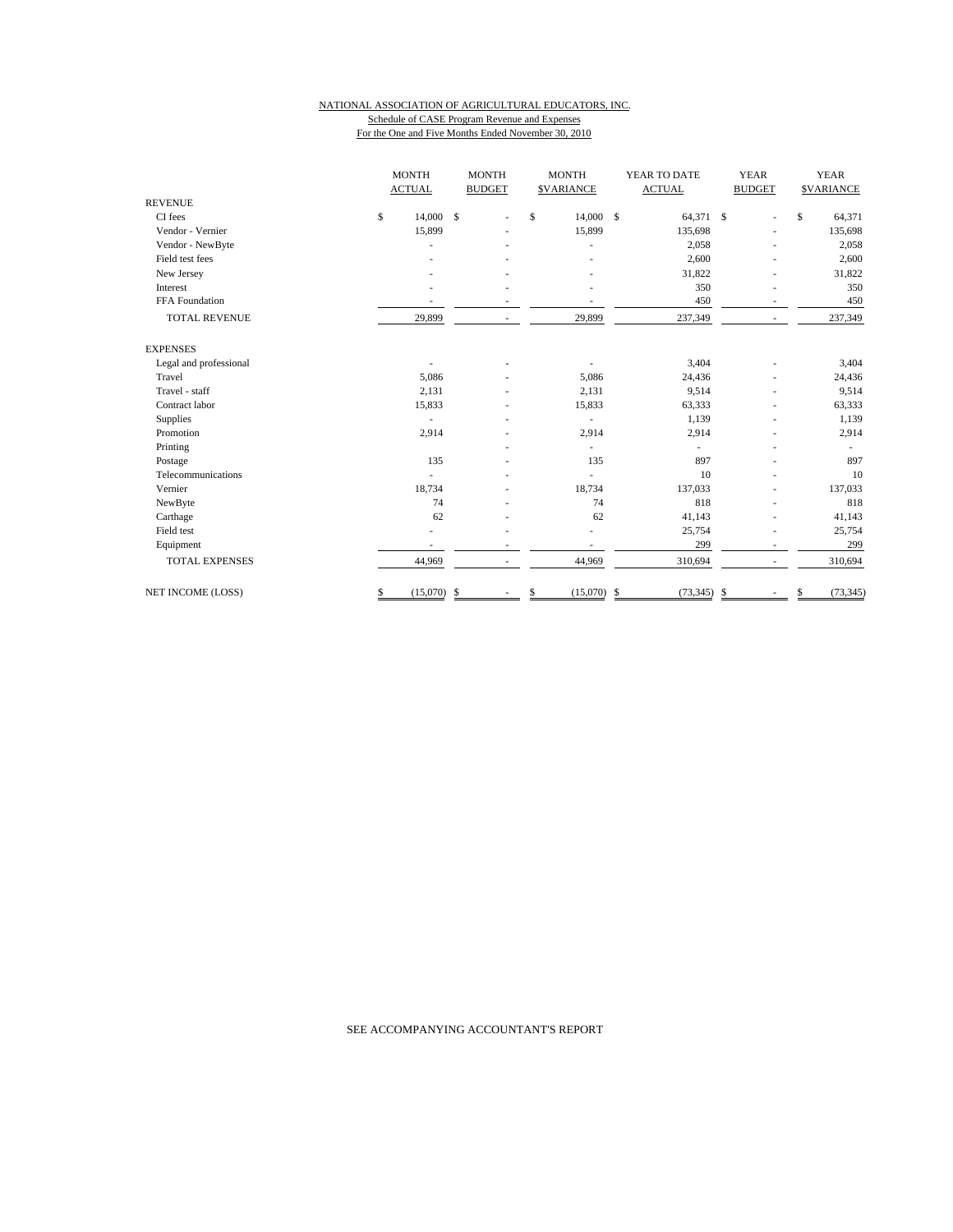NATIONAL ASSOCIATION OF AGRICULTURAL EDUCATORS, INC.

Schedule of CASE Program Revenue and Expenses

For the One and Five Months Ended November 30, 2010

| | MONTH ACTUAL | MONTH BUDGET | MONTH $VARIANCE | YEAR TO DATE ACTUAL | YEAR BUDGET | YEAR $VARIANCE |
|---|---|---|---|---|---|---|
| REVENUE | | | | | | |
| CI fees | $ 14,000 | $ - | $ 14,000 | $ 64,371 | $ - | $ 64,371 |
| Vendor - Vernier | 15,899 | - | 15,899 | 135,698 | - | 135,698 |
| Vendor - NewByte | - | - | - | 2,058 | - | 2,058 |
| Field test fees | - | - | - | 2,600 | - | 2,600 |
| New Jersey | - | - | - | 31,822 | - | 31,822 |
| Interest | - | - | - | 350 | - | 350 |
| FFA Foundation | - | - | - | 450 | - | 450 |
| TOTAL REVENUE | 29,899 | - | 29,899 | 237,349 | - | 237,349 |
| EXPENSES | | | | | | |
| Legal and professional | - | - | - | 3,404 | - | 3,404 |
| Travel | 5,086 | - | 5,086 | 24,436 | - | 24,436 |
| Travel - staff | 2,131 | - | 2,131 | 9,514 | - | 9,514 |
| Contract labor | 15,833 | - | 15,833 | 63,333 | - | 63,333 |
| Supplies | - | - | - | 1,139 | - | 1,139 |
| Promotion | 2,914 | - | 2,914 | 2,914 | - | 2,914 |
| Printing | | - | - | - | - | - |
| Postage | 135 | - | 135 | 897 | - | 897 |
| Telecommunications | - | - | - | 10 | - | 10 |
| Vernier | 18,734 | - | 18,734 | 137,033 | - | 137,033 |
| NewByte | 74 | - | 74 | 818 | - | 818 |
| Carthage | 62 | - | 62 | 41,143 | - | 41,143 |
| Field test | - | - | - | 25,754 | - | 25,754 |
| Equipment | - | - | - | 299 | - | 299 |
| TOTAL EXPENSES | 44,969 | - | 44,969 | 310,694 | - | 310,694 |
| NET INCOME (LOSS) | $ (15,070) | $ - | $ (15,070) | $ (73,345) | $ - | $ (73,345) |

SEE ACCOMPANYING ACCOUNTANT'S REPORT